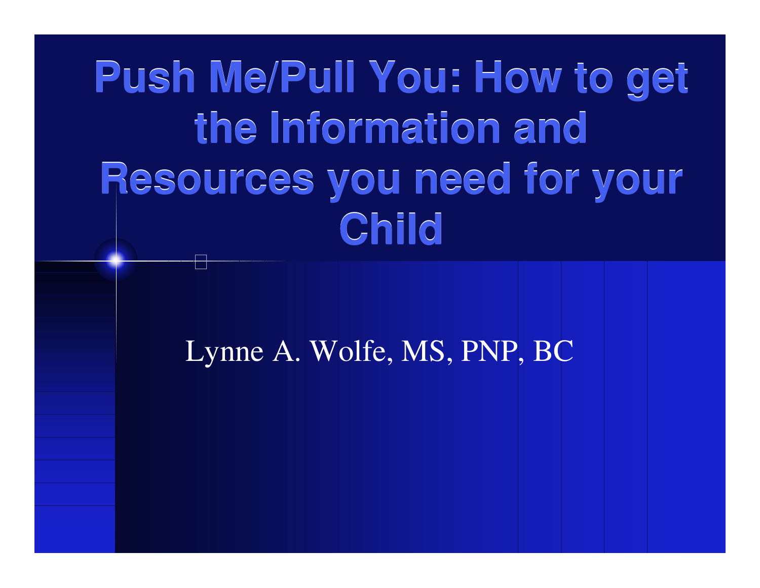# Push Me/Pull You: How to get the Information and Resources you need for your Child

Lynne A. Wolfe, MS, PNP, BC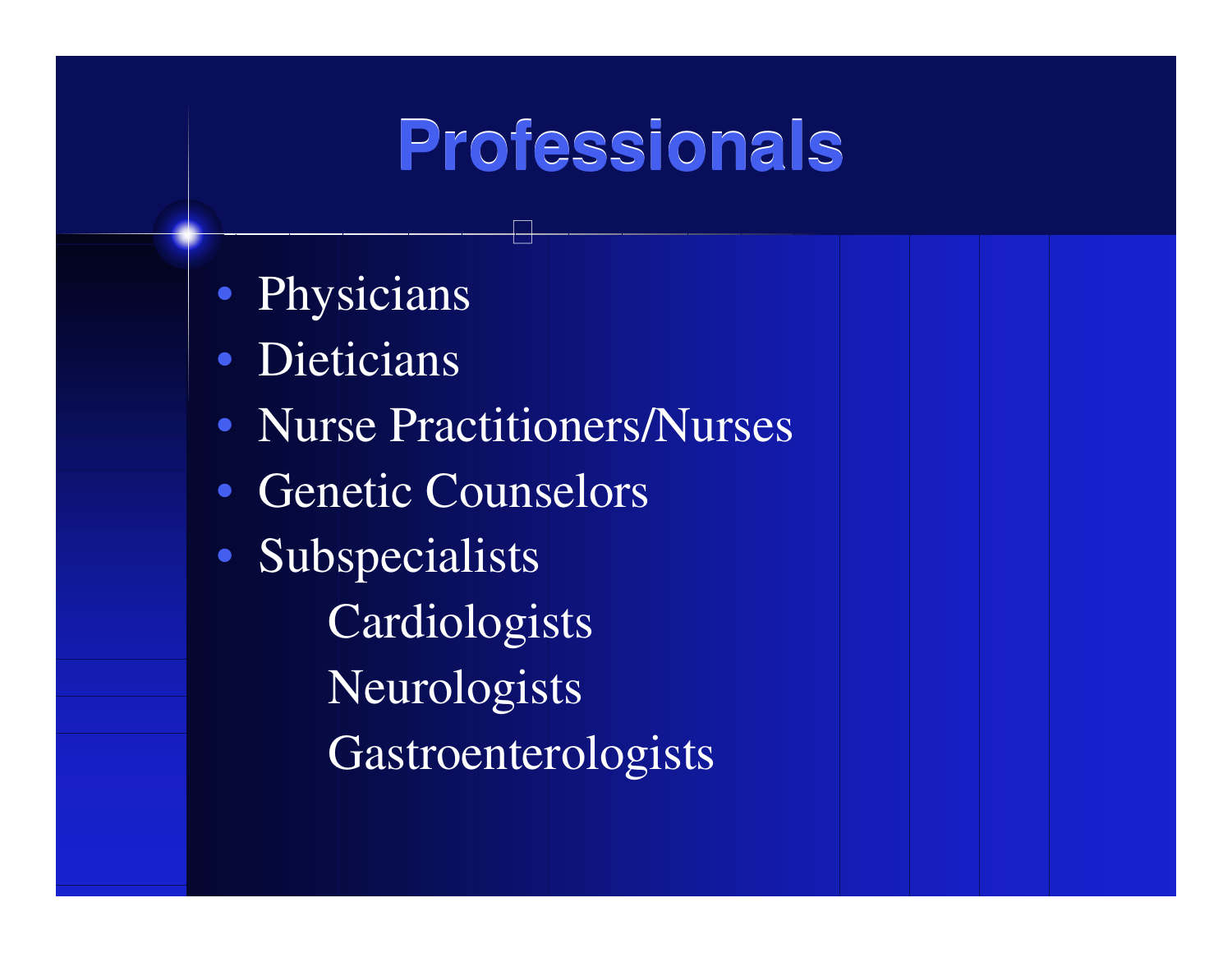# Professionals

- Physicians
- Dieticians
- Nurse Practitioners/Nurses
- Genetic Counselors
- Subspecialists
  - Cardiologists
  - Neurologists
  - Gastroenterologists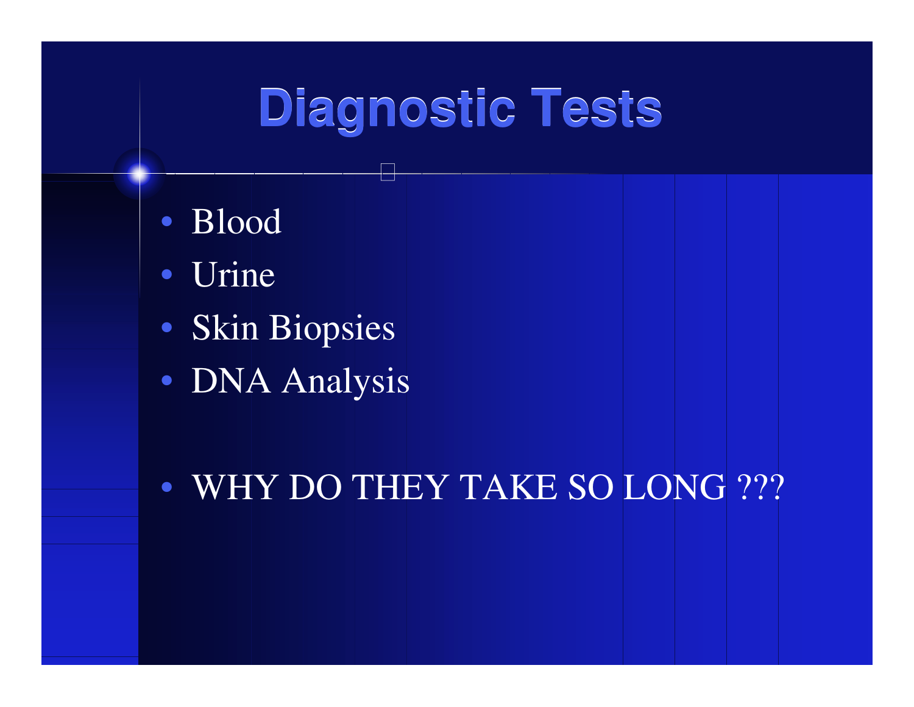# Diagnostic Tests

- Blood
- Urine
- Skin Biopsies
- DNA Analysis

- WHY DO THEY TAKE SO LONG ???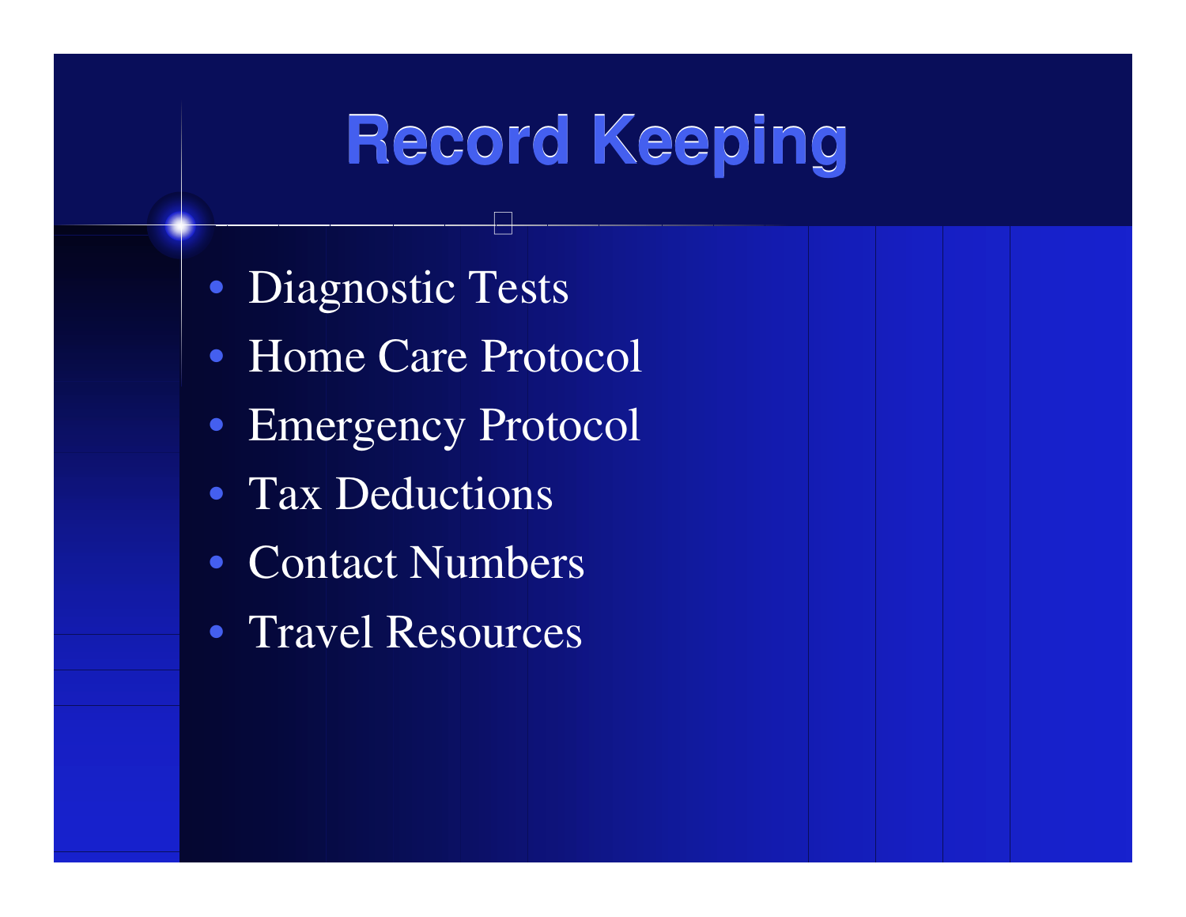# Record Keeping

- Diagnostic Tests
- Home Care Protocol
- Emergency Protocol
- Tax Deductions
- Contact Numbers
- Travel Resources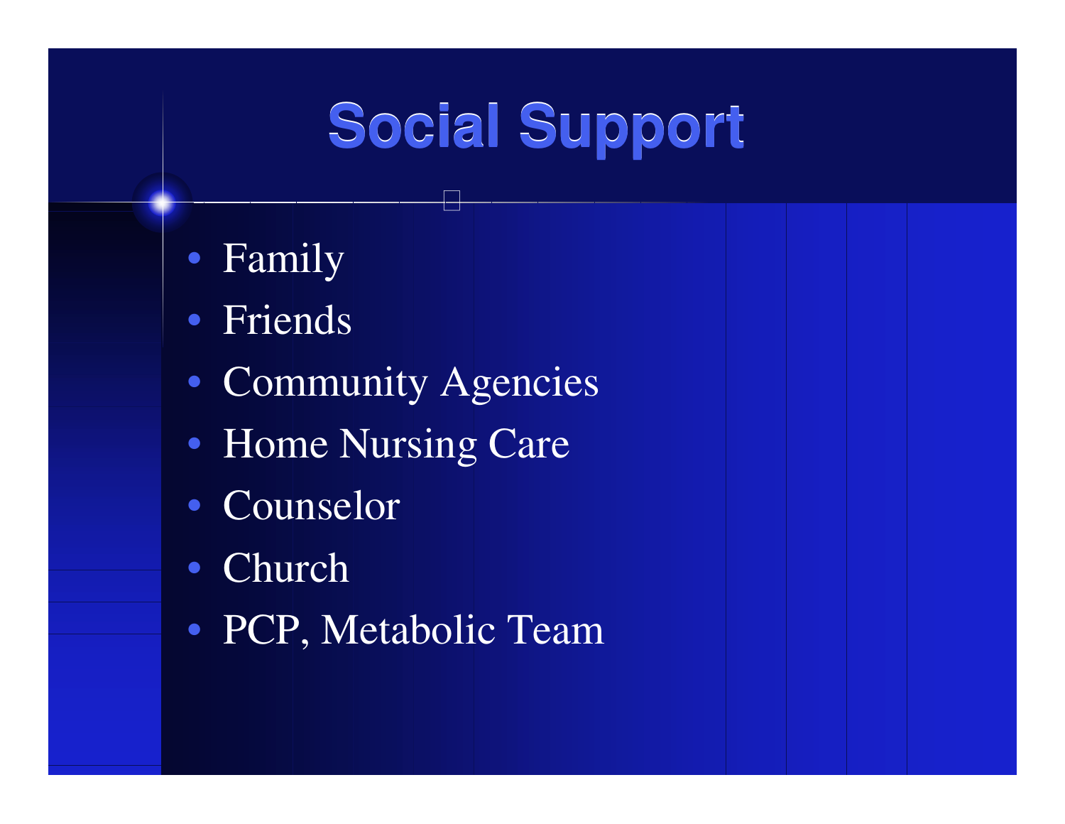# Social Support

- Family
- Friends
- Community Agencies
- Home Nursing Care
- Counselor
- Church
- PCP, Metabolic Team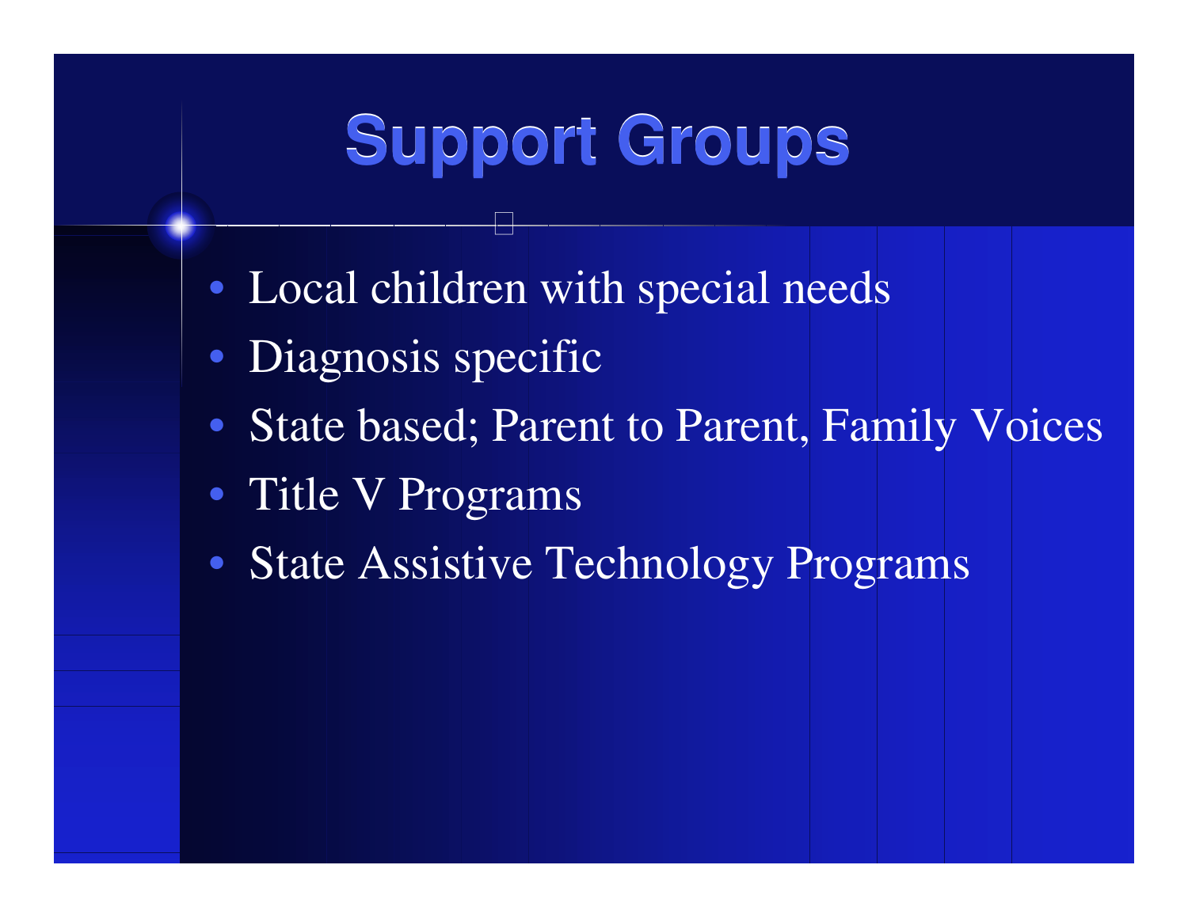# Support Groups

- Local children with special needs
- Diagnosis specific
- State based; Parent to Parent, Family Voices
- Title V Programs
- State Assistive Technology Programs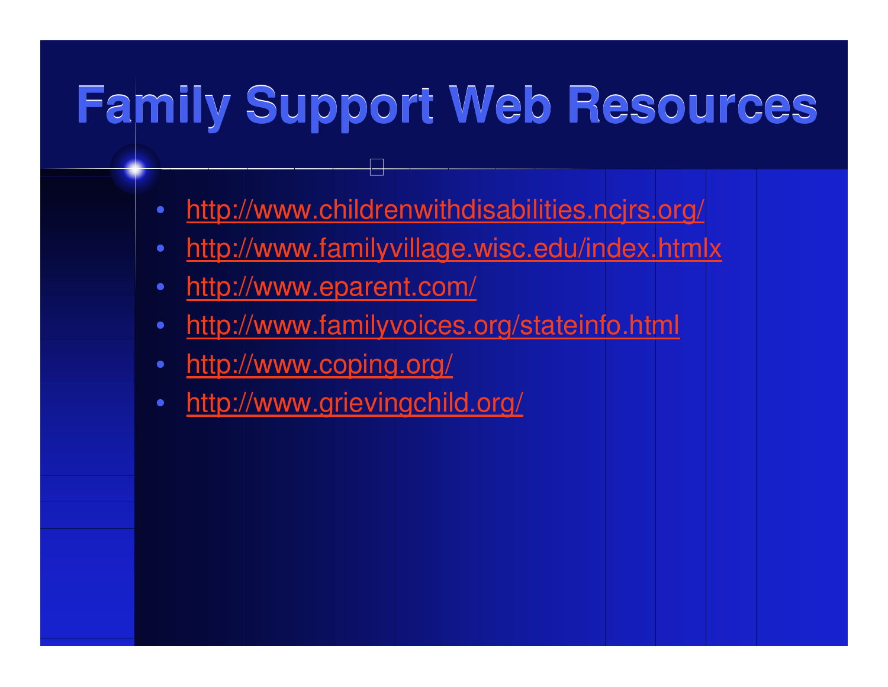# Family Support Web Resources

- http://www.childrenwithdisabilities.ncjrs.org/
- http://www.familyvillage.wisc.edu/index.htmlx
- http://www.eparent.com/
- http://www.familyvoices.org/stateinfo.html
- http://www.coping.org/
- http://www.grievingchild.org/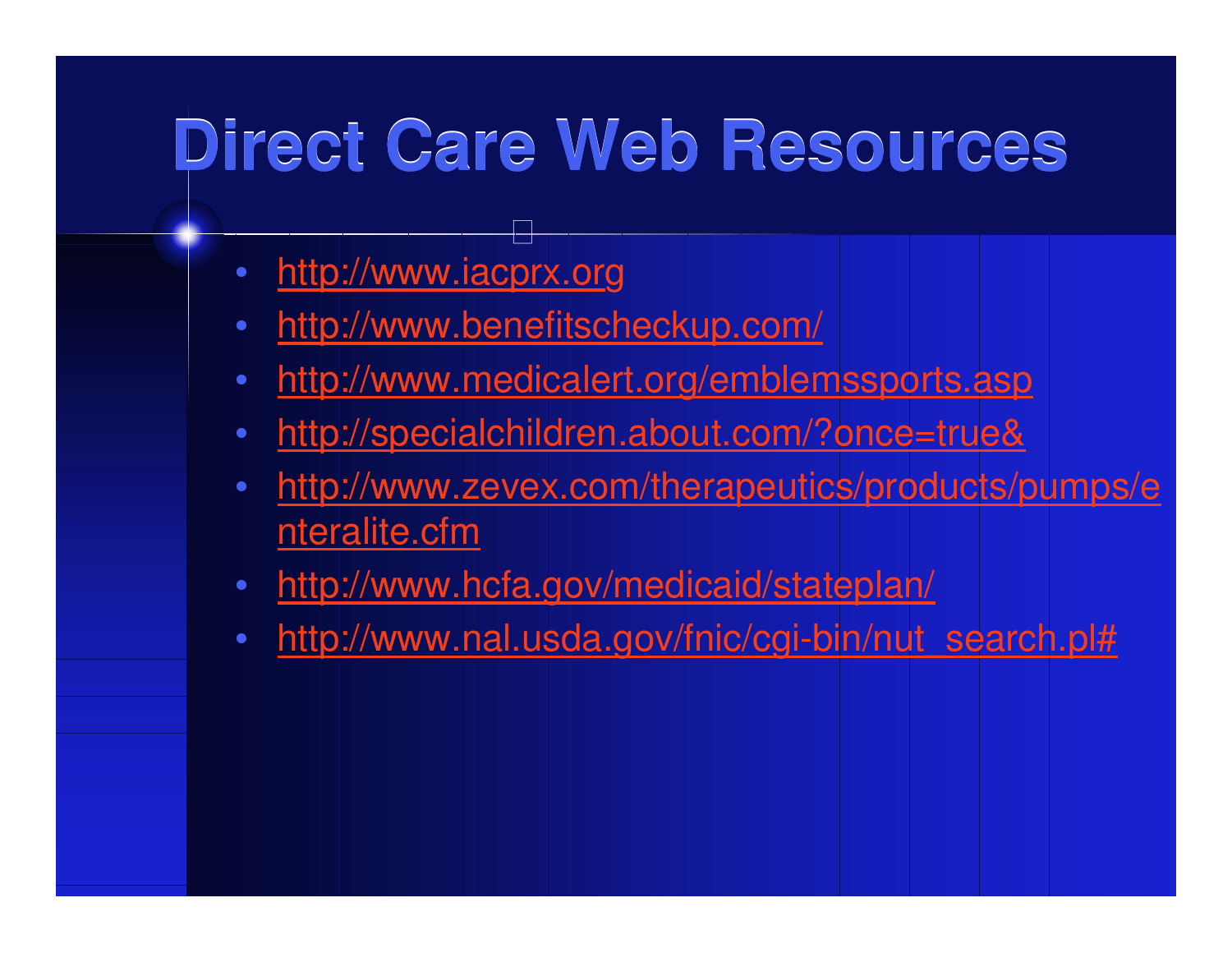# Direct Care Web Resources

- http://www.iacprx.org
- http://www.benefitscheckup.com/
- http://www.medicalert.org/emblemssports.asp
- http://specialchildren.about.com/?once=true&
- http://www.zevex.com/therapeutics/products/pumps/enteralite.cfm
- http://www.hcfa.gov/medicaid/stateplan/
- http://www.nal.usda.gov/fnic/cgi-bin/nut_search.pl#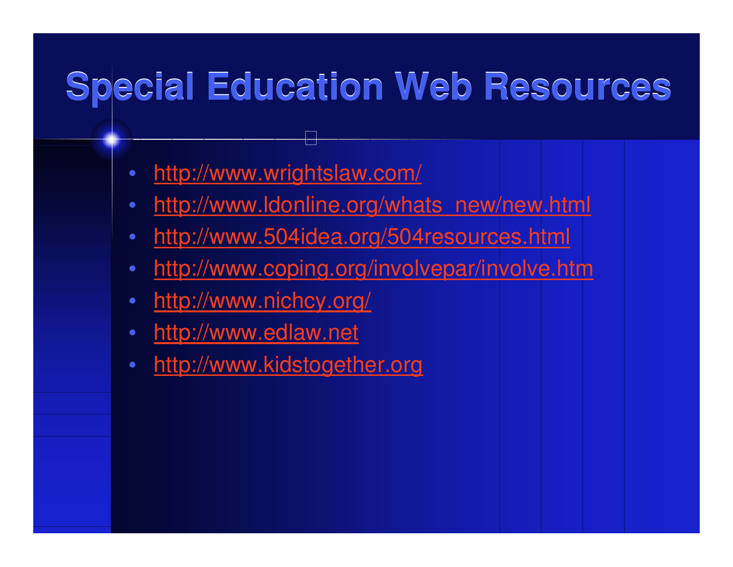# Special Education Web Resources

- http://www.wrightslaw.com/
- http://www.ldonline.org/whats_new/new.html
- http://www.504idea.org/504resources.html
- http://www.coping.org/involvepar/involve.htm
- http://www.nichcy.org/
- http://www.edlaw.net
- http://www.kidstogether.org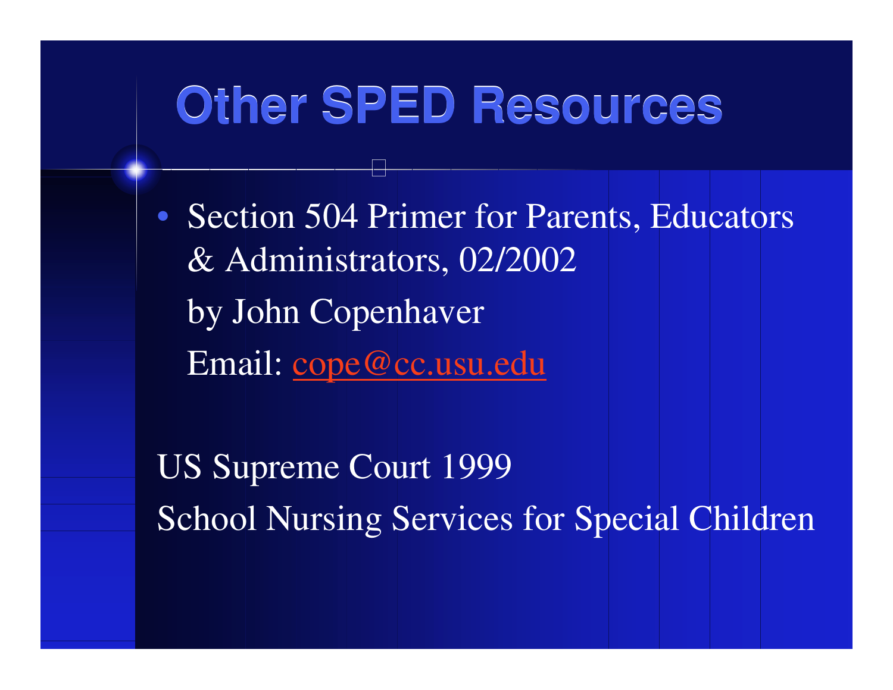# Other SPED Resources

- Section 504 Primer for Parents, Educators & Administrators, 02/2002

  by John Copenhaver

  Email: cope@cc.usu.edu

US Supreme Court 1999

School Nursing Services for Special Children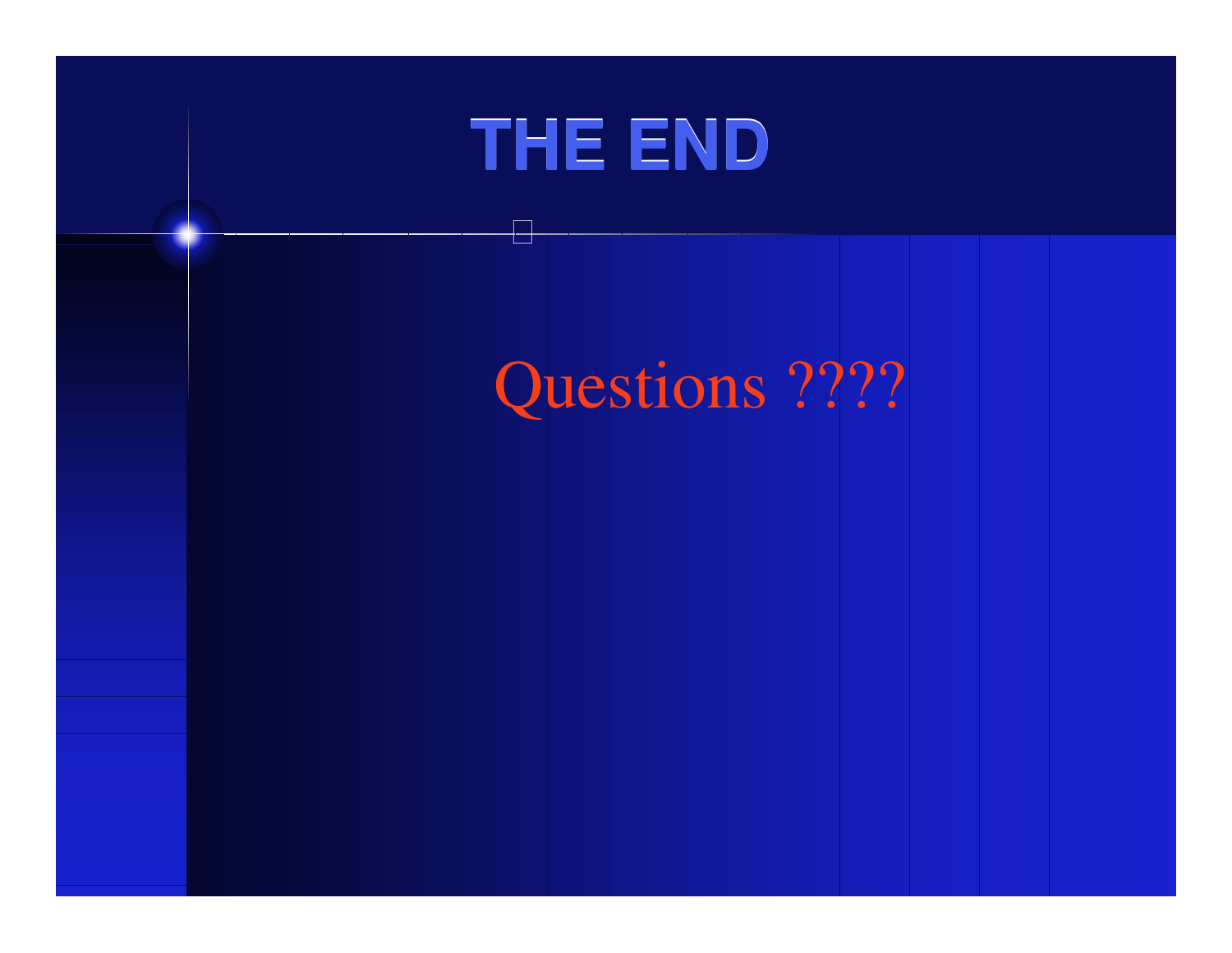# THE END

Questions ????